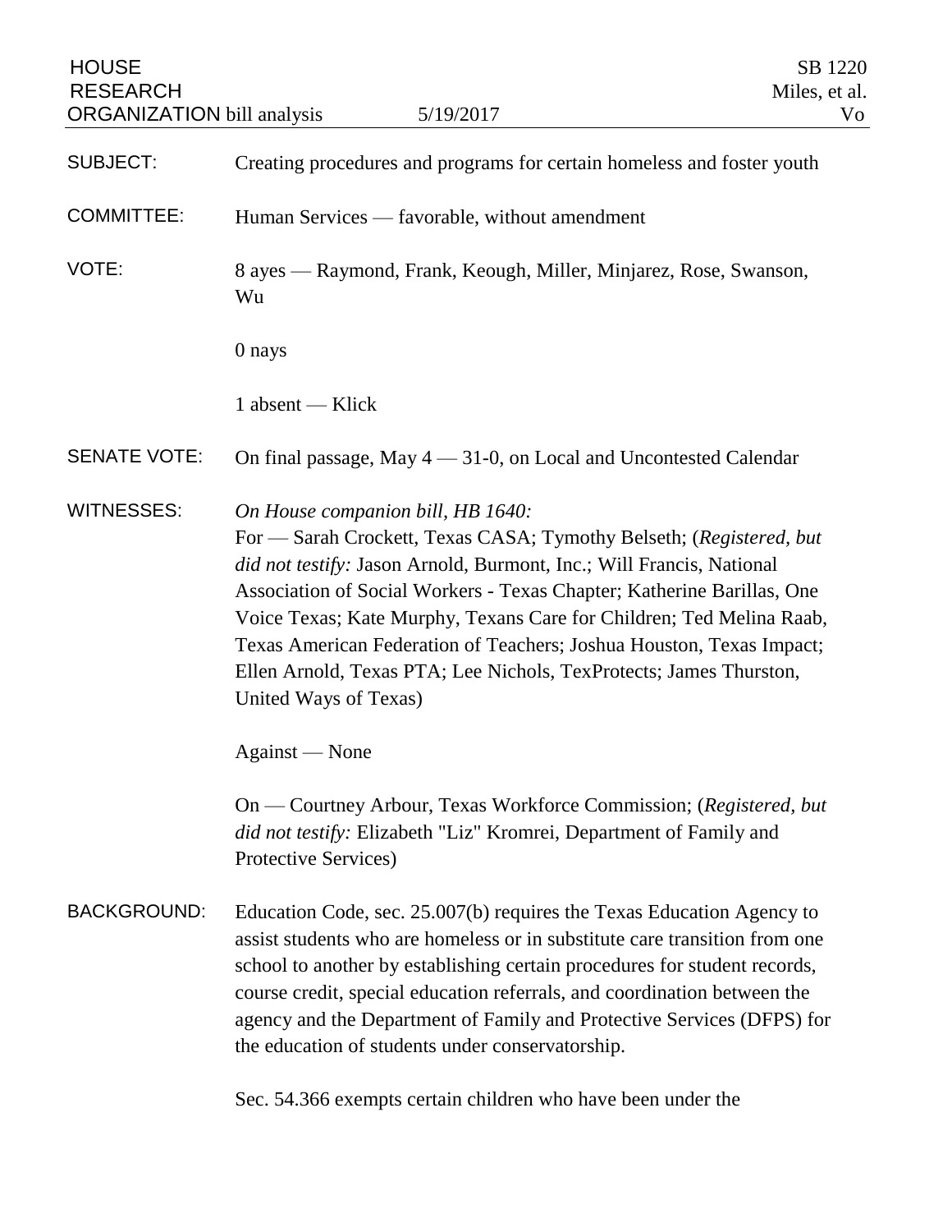HOUSE RESEARCH ORGANIZATION bill analysis 5/19/2017

SB 1220
Miles, et al.
Vo

**SUBJECT:** Creating procedures and programs for certain homeless and foster youth

**COMMITTEE:** Human Services — favorable, without amendment

**VOTE:** 8 ayes — Raymond, Frank, Keough, Miller, Minjarez, Rose, Swanson, Wu

0 nays

1 absent — Klick

**SENATE VOTE:** On final passage, May 4 — 31-0, on Local and Uncontested Calendar

**WITNESSES:** *On House companion bill, HB 1640:*
For — Sarah Crockett, Texas CASA; Tymothy Belseth; (*Registered, but did not testify:* Jason Arnold, Burmont, Inc.; Will Francis, National Association of Social Workers - Texas Chapter; Katherine Barillas, One Voice Texas; Kate Murphy, Texans Care for Children; Ted Melina Raab, Texas American Federation of Teachers; Joshua Houston, Texas Impact; Ellen Arnold, Texas PTA; Lee Nichols, TexProtects; James Thurston, United Ways of Texas)

Against — None

On — Courtney Arbour, Texas Workforce Commission; (*Registered, but did not testify:* Elizabeth "Liz" Kromrei, Department of Family and Protective Services)

**BACKGROUND:** Education Code, sec. 25.007(b) requires the Texas Education Agency to assist students who are homeless or in substitute care transition from one school to another by establishing certain procedures for student records, course credit, special education referrals, and coordination between the agency and the Department of Family and Protective Services (DFPS) for the education of students under conservatorship.

Sec. 54.366 exempts certain children who have been under the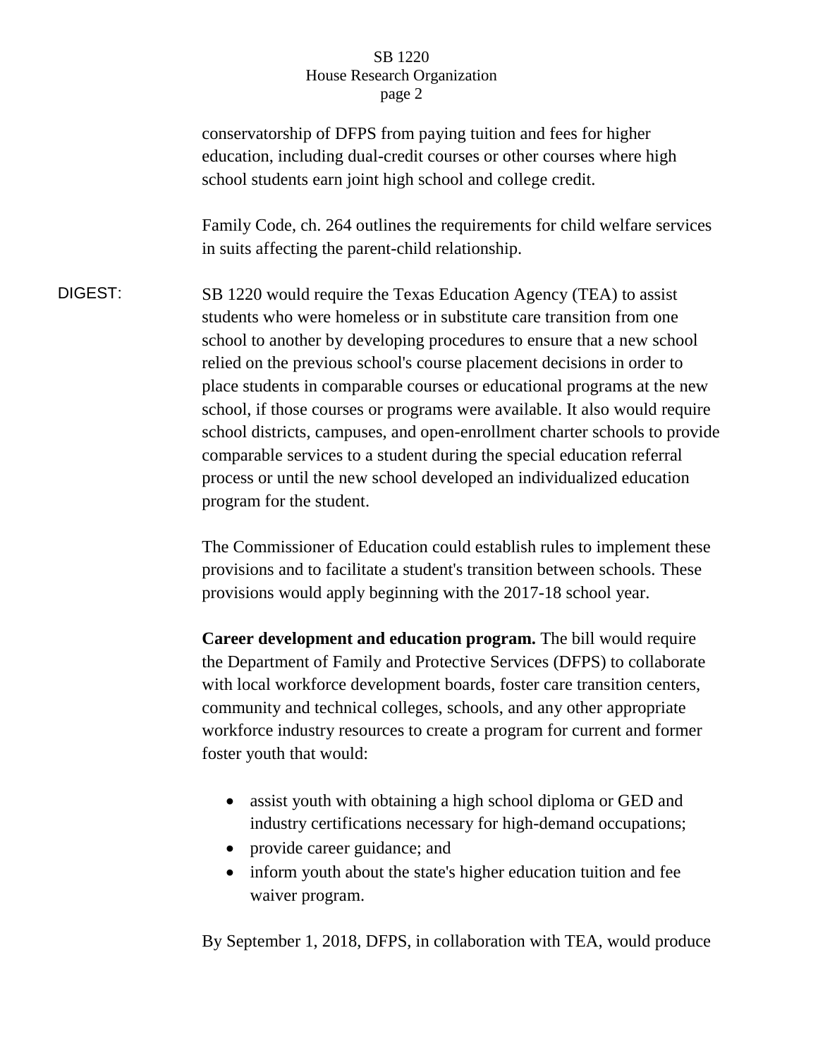conservatorship of DFPS from paying tuition and fees for higher education, including dual-credit courses or other courses where high school students earn joint high school and college credit.

Family Code, ch. 264 outlines the requirements for child welfare services in suits affecting the parent-child relationship.

DIGEST: SB 1220 would require the Texas Education Agency (TEA) to assist students who were homeless or in substitute care transition from one school to another by developing procedures to ensure that a new school relied on the previous school's course placement decisions in order to place students in comparable courses or educational programs at the new school, if those courses or programs were available. It also would require school districts, campuses, and open-enrollment charter schools to provide comparable services to a student during the special education referral process or until the new school developed an individualized education program for the student.

The Commissioner of Education could establish rules to implement these provisions and to facilitate a student's transition between schools. These provisions would apply beginning with the 2017-18 school year.

**Career development and education program.** The bill would require the Department of Family and Protective Services (DFPS) to collaborate with local workforce development boards, foster care transition centers, community and technical colleges, schools, and any other appropriate workforce industry resources to create a program for current and former foster youth that would:

- assist youth with obtaining a high school diploma or GED and industry certifications necessary for high-demand occupations;
- provide career guidance; and
- inform youth about the state's higher education tuition and fee waiver program.

By September 1, 2018, DFPS, in collaboration with TEA, would produce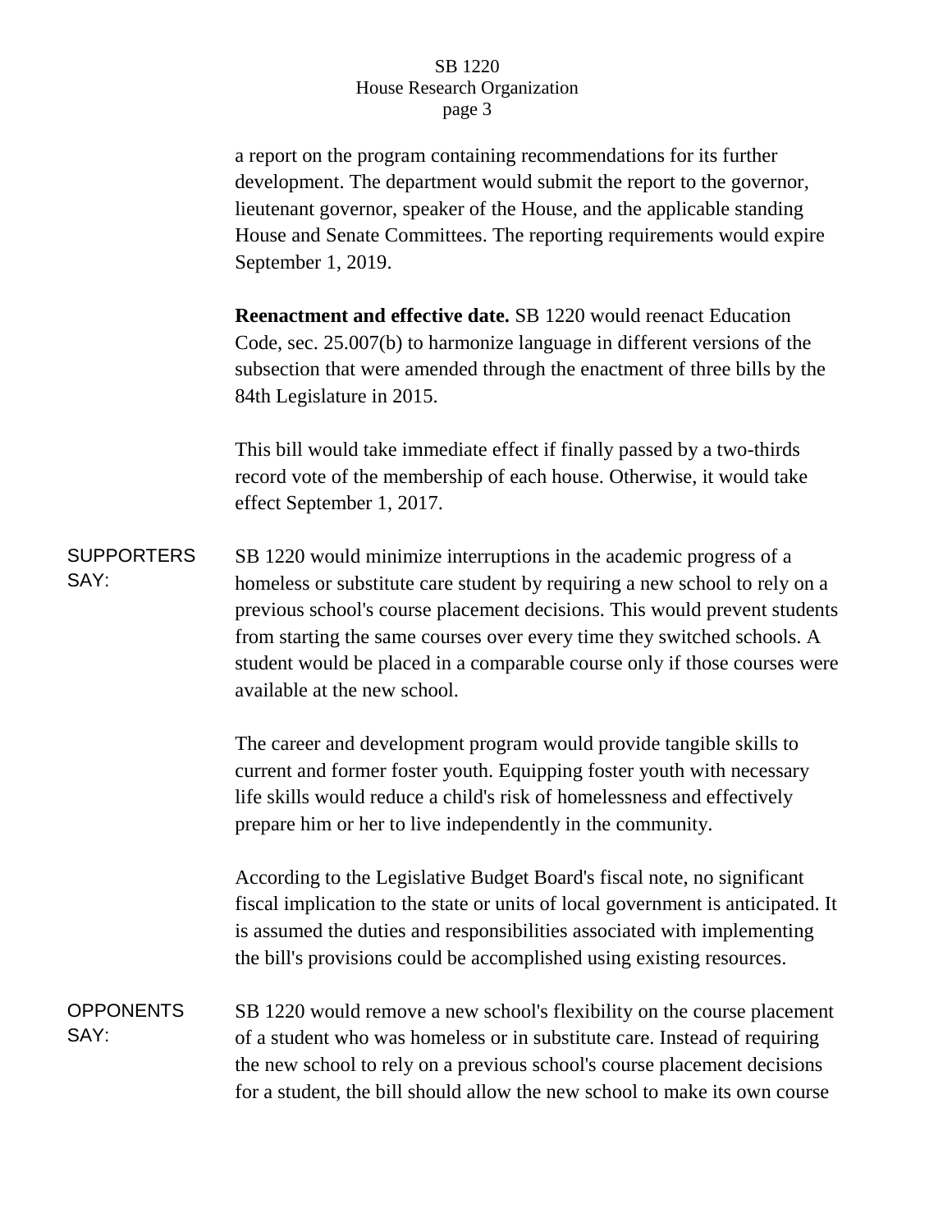a report on the program containing recommendations for its further development. The department would submit the report to the governor, lieutenant governor, speaker of the House, and the applicable standing House and Senate Committees. The reporting requirements would expire September 1, 2019.

**Reenactment and effective date.** SB 1220 would reenact Education Code, sec. 25.007(b) to harmonize language in different versions of the subsection that were amended through the enactment of three bills by the 84th Legislature in 2015.

This bill would take immediate effect if finally passed by a two-thirds record vote of the membership of each house. Otherwise, it would take effect September 1, 2017.

SUPPORTERS SAY:

SB 1220 would minimize interruptions in the academic progress of a homeless or substitute care student by requiring a new school to rely on a previous school's course placement decisions. This would prevent students from starting the same courses over every time they switched schools. A student would be placed in a comparable course only if those courses were available at the new school.

The career and development program would provide tangible skills to current and former foster youth. Equipping foster youth with necessary life skills would reduce a child's risk of homelessness and effectively prepare him or her to live independently in the community.

According to the Legislative Budget Board's fiscal note, no significant fiscal implication to the state or units of local government is anticipated. It is assumed the duties and responsibilities associated with implementing the bill's provisions could be accomplished using existing resources.

OPPONENTS SAY:

SB 1220 would remove a new school's flexibility on the course placement of a student who was homeless or in substitute care. Instead of requiring the new school to rely on a previous school's course placement decisions for a student, the bill should allow the new school to make its own course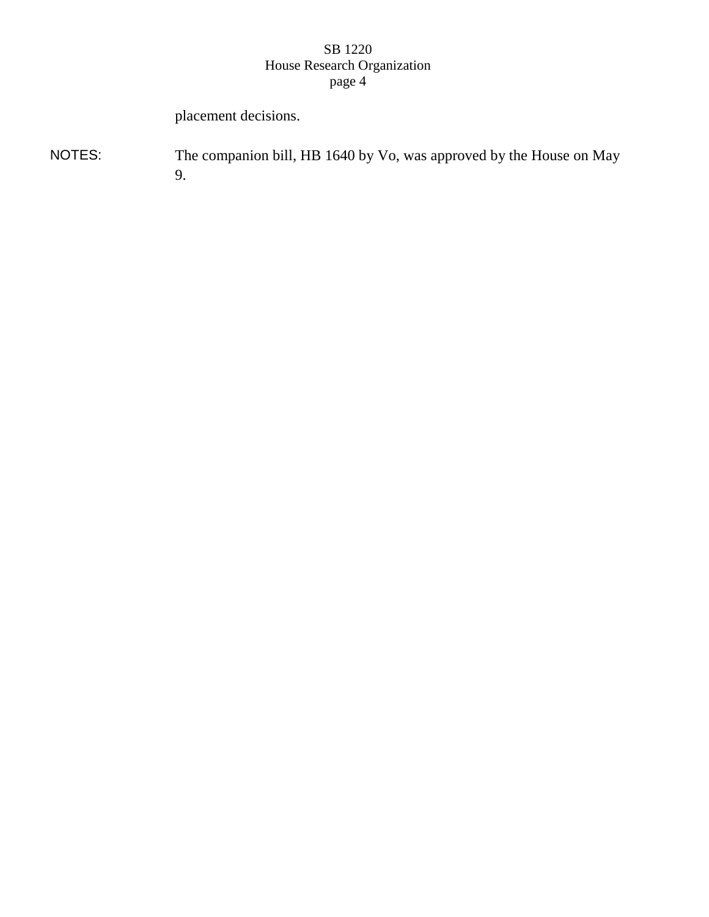placement decisions.

NOTES: The companion bill, HB 1640 by Vo, was approved by the House on May 9.